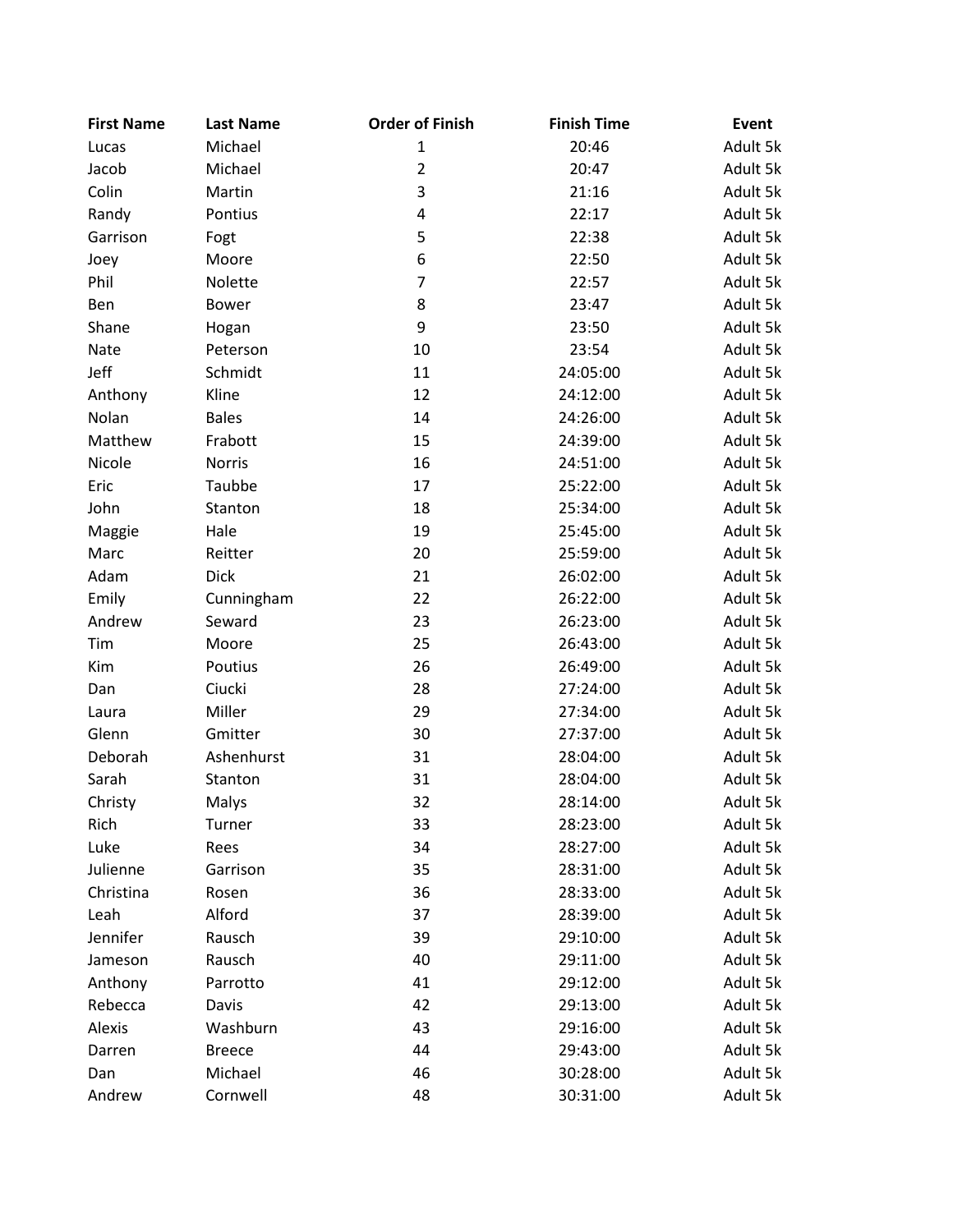| First Name | Last Name | Order of Finish | Finish Time | Event |
|---|---|---|---|---|
| Lucas | Michael | 1 | 20:46 | Adult 5k |
| Jacob | Michael | 2 | 20:47 | Adult 5k |
| Colin | Martin | 3 | 21:16 | Adult 5k |
| Randy | Pontius | 4 | 22:17 | Adult 5k |
| Garrison | Fogt | 5 | 22:38 | Adult 5k |
| Joey | Moore | 6 | 22:50 | Adult 5k |
| Phil | Nolette | 7 | 22:57 | Adult 5k |
| Ben | Bower | 8 | 23:47 | Adult 5k |
| Shane | Hogan | 9 | 23:50 | Adult 5k |
| Nate | Peterson | 10 | 23:54 | Adult 5k |
| Jeff | Schmidt | 11 | 24:05:00 | Adult 5k |
| Anthony | Kline | 12 | 24:12:00 | Adult 5k |
| Nolan | Bales | 14 | 24:26:00 | Adult 5k |
| Matthew | Frabott | 15 | 24:39:00 | Adult 5k |
| Nicole | Norris | 16 | 24:51:00 | Adult 5k |
| Eric | Taubbe | 17 | 25:22:00 | Adult 5k |
| John | Stanton | 18 | 25:34:00 | Adult 5k |
| Maggie | Hale | 19 | 25:45:00 | Adult 5k |
| Marc | Reitter | 20 | 25:59:00 | Adult 5k |
| Adam | Dick | 21 | 26:02:00 | Adult 5k |
| Emily | Cunningham | 22 | 26:22:00 | Adult 5k |
| Andrew | Seward | 23 | 26:23:00 | Adult 5k |
| Tim | Moore | 25 | 26:43:00 | Adult 5k |
| Kim | Poutius | 26 | 26:49:00 | Adult 5k |
| Dan | Ciucki | 28 | 27:24:00 | Adult 5k |
| Laura | Miller | 29 | 27:34:00 | Adult 5k |
| Glenn | Gmitter | 30 | 27:37:00 | Adult 5k |
| Deborah | Ashenhurst | 31 | 28:04:00 | Adult 5k |
| Sarah | Stanton | 31 | 28:04:00 | Adult 5k |
| Christy | Malys | 32 | 28:14:00 | Adult 5k |
| Rich | Turner | 33 | 28:23:00 | Adult 5k |
| Luke | Rees | 34 | 28:27:00 | Adult 5k |
| Julienne | Garrison | 35 | 28:31:00 | Adult 5k |
| Christina | Rosen | 36 | 28:33:00 | Adult 5k |
| Leah | Alford | 37 | 28:39:00 | Adult 5k |
| Jennifer | Rausch | 39 | 29:10:00 | Adult 5k |
| Jameson | Rausch | 40 | 29:11:00 | Adult 5k |
| Anthony | Parrotto | 41 | 29:12:00 | Adult 5k |
| Rebecca | Davis | 42 | 29:13:00 | Adult 5k |
| Alexis | Washburn | 43 | 29:16:00 | Adult 5k |
| Darren | Breece | 44 | 29:43:00 | Adult 5k |
| Dan | Michael | 46 | 30:28:00 | Adult 5k |
| Andrew | Cornwell | 48 | 30:31:00 | Adult 5k |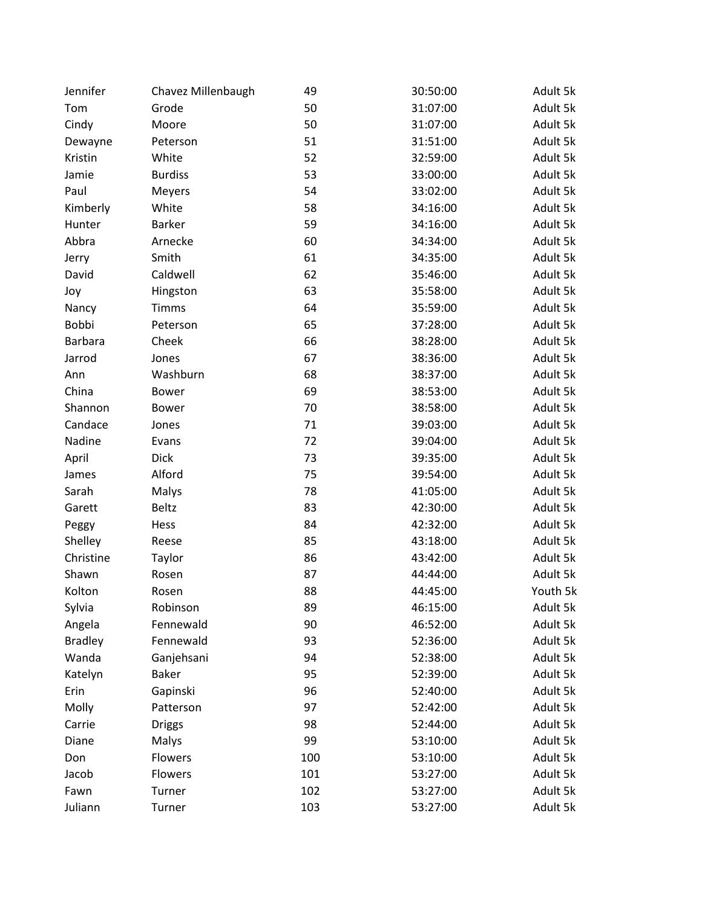| | | | | |
|---|---|---|---|---|
| Jennifer | Chavez Millenbaugh | 49 | 30:50:00 | Adult 5k |
| Tom | Grode | 50 | 31:07:00 | Adult 5k |
| Cindy | Moore | 50 | 31:07:00 | Adult 5k |
| Dewayne | Peterson | 51 | 31:51:00 | Adult 5k |
| Kristin | White | 52 | 32:59:00 | Adult 5k |
| Jamie | Burdiss | 53 | 33:00:00 | Adult 5k |
| Paul | Meyers | 54 | 33:02:00 | Adult 5k |
| Kimberly | White | 58 | 34:16:00 | Adult 5k |
| Hunter | Barker | 59 | 34:16:00 | Adult 5k |
| Abbra | Arnecke | 60 | 34:34:00 | Adult 5k |
| Jerry | Smith | 61 | 34:35:00 | Adult 5k |
| David | Caldwell | 62 | 35:46:00 | Adult 5k |
| Joy | Hingston | 63 | 35:58:00 | Adult 5k |
| Nancy | Timms | 64 | 35:59:00 | Adult 5k |
| Bobbi | Peterson | 65 | 37:28:00 | Adult 5k |
| Barbara | Cheek | 66 | 38:28:00 | Adult 5k |
| Jarrod | Jones | 67 | 38:36:00 | Adult 5k |
| Ann | Washburn | 68 | 38:37:00 | Adult 5k |
| China | Bower | 69 | 38:53:00 | Adult 5k |
| Shannon | Bower | 70 | 38:58:00 | Adult 5k |
| Candace | Jones | 71 | 39:03:00 | Adult 5k |
| Nadine | Evans | 72 | 39:04:00 | Adult 5k |
| April | Dick | 73 | 39:35:00 | Adult 5k |
| James | Alford | 75 | 39:54:00 | Adult 5k |
| Sarah | Malys | 78 | 41:05:00 | Adult 5k |
| Garett | Beltz | 83 | 42:30:00 | Adult 5k |
| Peggy | Hess | 84 | 42:32:00 | Adult 5k |
| Shelley | Reese | 85 | 43:18:00 | Adult 5k |
| Christine | Taylor | 86 | 43:42:00 | Adult 5k |
| Shawn | Rosen | 87 | 44:44:00 | Adult 5k |
| Kolton | Rosen | 88 | 44:45:00 | Youth 5k |
| Sylvia | Robinson | 89 | 46:15:00 | Adult 5k |
| Angela | Fennewald | 90 | 46:52:00 | Adult 5k |
| Bradley | Fennewald | 93 | 52:36:00 | Adult 5k |
| Wanda | Ganjehsani | 94 | 52:38:00 | Adult 5k |
| Katelyn | Baker | 95 | 52:39:00 | Adult 5k |
| Erin | Gapinski | 96 | 52:40:00 | Adult 5k |
| Molly | Patterson | 97 | 52:42:00 | Adult 5k |
| Carrie | Driggs | 98 | 52:44:00 | Adult 5k |
| Diane | Malys | 99 | 53:10:00 | Adult 5k |
| Don | Flowers | 100 | 53:10:00 | Adult 5k |
| Jacob | Flowers | 101 | 53:27:00 | Adult 5k |
| Fawn | Turner | 102 | 53:27:00 | Adult 5k |
| Juliann | Turner | 103 | 53:27:00 | Adult 5k |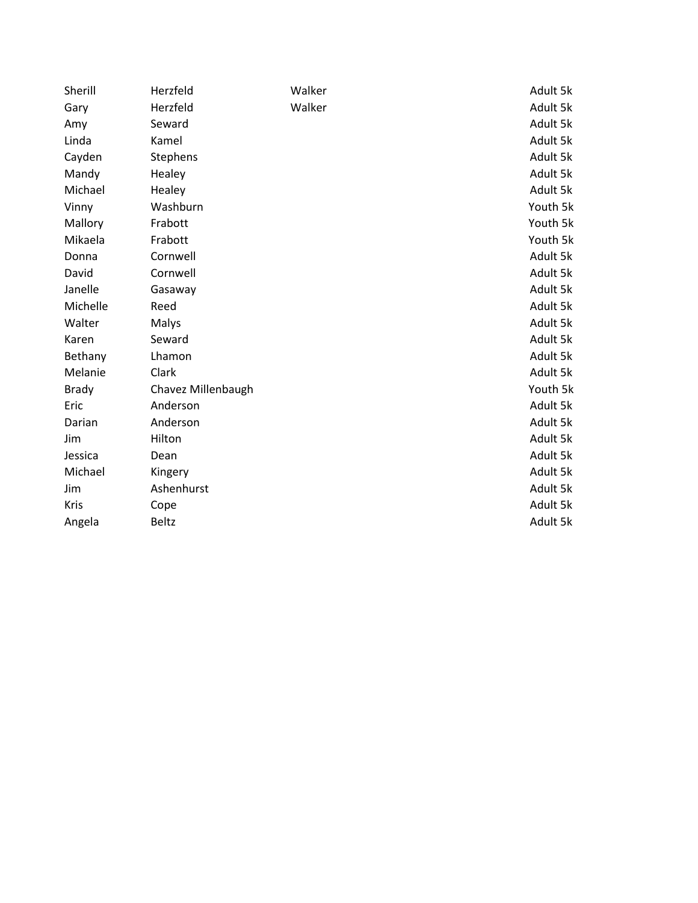| | | | |
|---|---|---|---|
| Sherill | Herzfeld | Walker | Adult 5k |
| Gary | Herzfeld | Walker | Adult 5k |
| Amy | Seward | | Adult 5k |
| Linda | Kamel | | Adult 5k |
| Cayden | Stephens | | Adult 5k |
| Mandy | Healey | | Adult 5k |
| Michael | Healey | | Adult 5k |
| Vinny | Washburn | | Youth 5k |
| Mallory | Frabott | | Youth 5k |
| Mikaela | Frabott | | Youth 5k |
| Donna | Cornwell | | Adult 5k |
| David | Cornwell | | Adult 5k |
| Janelle | Gasaway | | Adult 5k |
| Michelle | Reed | | Adult 5k |
| Walter | Malys | | Adult 5k |
| Karen | Seward | | Adult 5k |
| Bethany | Lhamon | | Adult 5k |
| Melanie | Clark | | Adult 5k |
| Brady | Chavez Millenbaugh | | Youth 5k |
| Eric | Anderson | | Adult 5k |
| Darian | Anderson | | Adult 5k |
| Jim | Hilton | | Adult 5k |
| Jessica | Dean | | Adult 5k |
| Michael | Kingery | | Adult 5k |
| Jim | Ashenhurst | | Adult 5k |
| Kris | Cope | | Adult 5k |
| Angela | Beltz | | Adult 5k |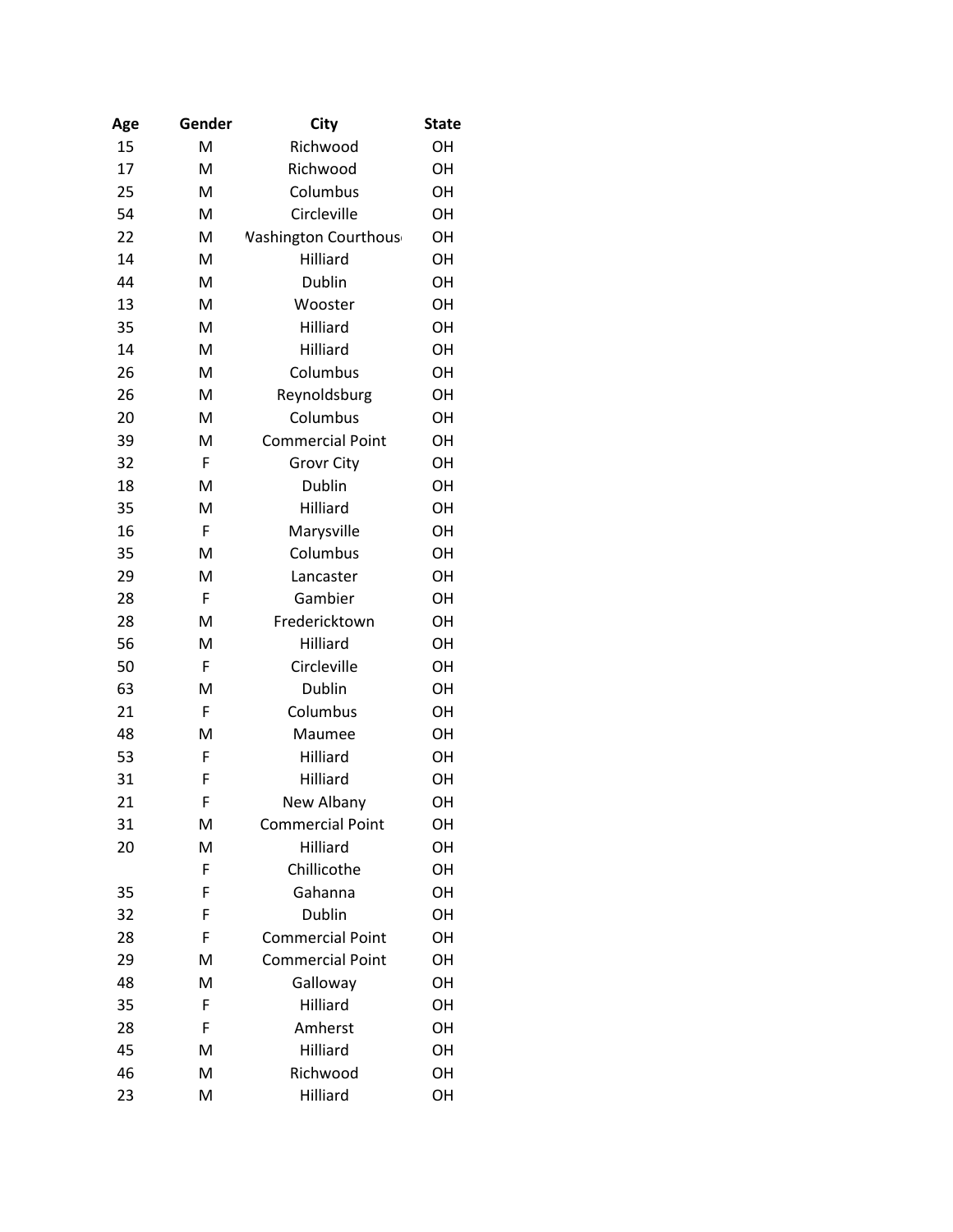| Age | Gender | City | State |
|---|---|---|---|
| 15 | M | Richwood | OH |
| 17 | M | Richwood | OH |
| 25 | M | Columbus | OH |
| 54 | M | Circleville | OH |
| 22 | M | Washington Courthouse | OH |
| 14 | M | Hilliard | OH |
| 44 | M | Dublin | OH |
| 13 | M | Wooster | OH |
| 35 | M | Hilliard | OH |
| 14 | M | Hilliard | OH |
| 26 | M | Columbus | OH |
| 26 | M | Reynoldsburg | OH |
| 20 | M | Columbus | OH |
| 39 | M | Commercial Point | OH |
| 32 | F | Grovr City | OH |
| 18 | M | Dublin | OH |
| 35 | M | Hilliard | OH |
| 16 | F | Marysville | OH |
| 35 | M | Columbus | OH |
| 29 | M | Lancaster | OH |
| 28 | F | Gambier | OH |
| 28 | M | Fredericktown | OH |
| 56 | M | Hilliard | OH |
| 50 | F | Circleville | OH |
| 63 | M | Dublin | OH |
| 21 | F | Columbus | OH |
| 48 | M | Maumee | OH |
| 53 | F | Hilliard | OH |
| 31 | F | Hilliard | OH |
| 21 | F | New Albany | OH |
| 31 | M | Commercial Point | OH |
| 20 | M | Hilliard | OH |
| | F | Chillicothe | OH |
| 35 | F | Gahanna | OH |
| 32 | F | Dublin | OH |
| 28 | F | Commercial Point | OH |
| 29 | M | Commercial Point | OH |
| 48 | M | Galloway | OH |
| 35 | F | Hilliard | OH |
| 28 | F | Amherst | OH |
| 45 | M | Hilliard | OH |
| 46 | M | Richwood | OH |
| 23 | M | Hilliard | OH |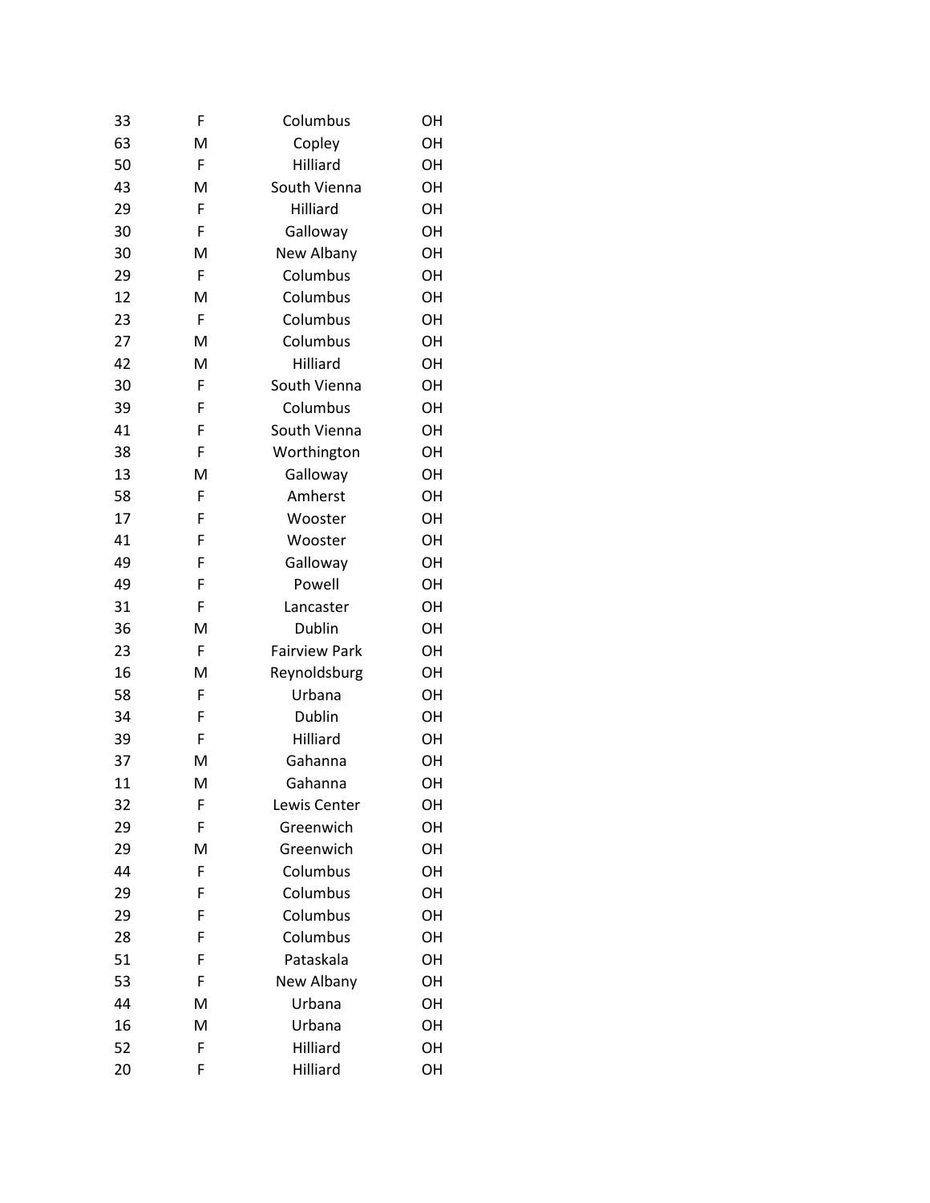| | | | |
|---|---|---|---|
| 33 | F | Columbus | OH |
| 63 | M | Copley | OH |
| 50 | F | Hilliard | OH |
| 43 | M | South Vienna | OH |
| 29 | F | Hilliard | OH |
| 30 | F | Galloway | OH |
| 30 | M | New Albany | OH |
| 29 | F | Columbus | OH |
| 12 | M | Columbus | OH |
| 23 | F | Columbus | OH |
| 27 | M | Columbus | OH |
| 42 | M | Hilliard | OH |
| 30 | F | South Vienna | OH |
| 39 | F | Columbus | OH |
| 41 | F | South Vienna | OH |
| 38 | F | Worthington | OH |
| 13 | M | Galloway | OH |
| 58 | F | Amherst | OH |
| 17 | F | Wooster | OH |
| 41 | F | Wooster | OH |
| 49 | F | Galloway | OH |
| 49 | F | Powell | OH |
| 31 | F | Lancaster | OH |
| 36 | M | Dublin | OH |
| 23 | F | Fairview Park | OH |
| 16 | M | Reynoldsburg | OH |
| 58 | F | Urbana | OH |
| 34 | F | Dublin | OH |
| 39 | F | Hilliard | OH |
| 37 | M | Gahanna | OH |
| 11 | M | Gahanna | OH |
| 32 | F | Lewis Center | OH |
| 29 | F | Greenwich | OH |
| 29 | M | Greenwich | OH |
| 44 | F | Columbus | OH |
| 29 | F | Columbus | OH |
| 29 | F | Columbus | OH |
| 28 | F | Columbus | OH |
| 51 | F | Pataskala | OH |
| 53 | F | New Albany | OH |
| 44 | M | Urbana | OH |
| 16 | M | Urbana | OH |
| 52 | F | Hilliard | OH |
| 20 | F | Hilliard | OH |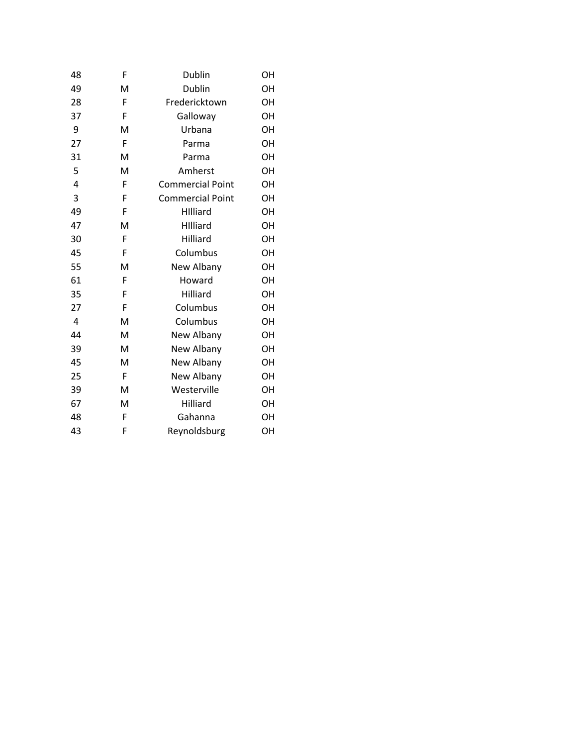| | | | |
|---|---|---|---|
| 48 | F | Dublin | OH |
| 49 | M | Dublin | OH |
| 28 | F | Fredericktown | OH |
| 37 | F | Galloway | OH |
| 9 | M | Urbana | OH |
| 27 | F | Parma | OH |
| 31 | M | Parma | OH |
| 5 | M | Amherst | OH |
| 4 | F | Commercial Point | OH |
| 3 | F | Commercial Point | OH |
| 49 | F | HIlliard | OH |
| 47 | M | HIlliard | OH |
| 30 | F | Hilliard | OH |
| 45 | F | Columbus | OH |
| 55 | M | New Albany | OH |
| 61 | F | Howard | OH |
| 35 | F | Hilliard | OH |
| 27 | F | Columbus | OH |
| 4 | M | Columbus | OH |
| 44 | M | New Albany | OH |
| 39 | M | New Albany | OH |
| 45 | M | New Albany | OH |
| 25 | F | New Albany | OH |
| 39 | M | Westerville | OH |
| 67 | M | Hilliard | OH |
| 48 | F | Gahanna | OH |
| 43 | F | Reynoldsburg | OH |